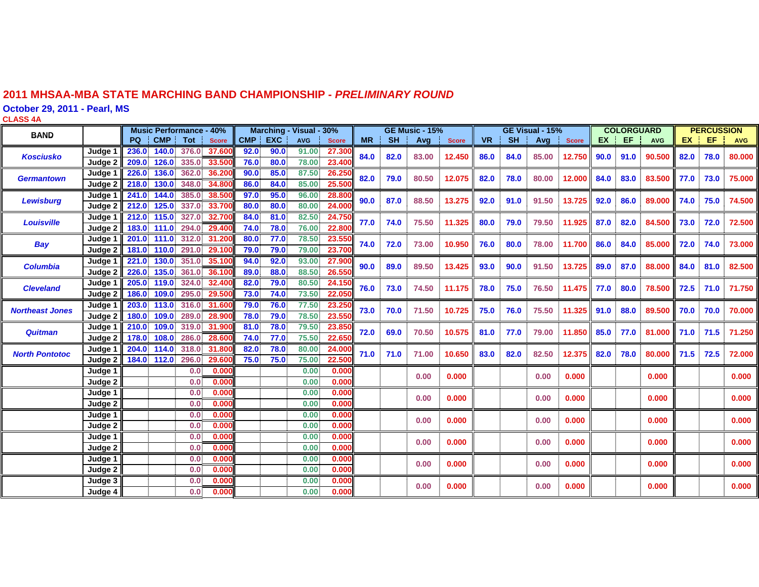# 2011 MHSAA-MBA STATE MARCHING BAND CHAMPIONSHIP - *PRELIMINARY ROUND*

**October 29, 2011 - Pearl, MS**

**CLASS 4A**

| BAND | | Music Performance - 40% | | | | Marching - Visual - 30% | | | | GE Music - 15% | | | | GE Visual - 15% | | | | COLORGUARD | | | PERCUSSION | | |
|---|---|---|---|---|---|---|---|---|---|---|---|---|---|---|---|---|---|---|---|---|---|---|---|
| | | PQ | CMP | Tot | Score | CMP | EXC | AVG | Score | MR | SH | Avg | Score | VR | SH | Avg | Score | EX | EF | AVG | EX | EF | AVG |
| Kosciusko | Judge 1 | 236.0 | 140.0 | 376.0 | 37.600 | 92.0 | 90.0 | 91.00 | 27.300 | 84.0 | 82.0 | 83.00 | 12.450 | 86.0 | 84.0 | 85.00 | 12.750 | 90.0 | 91.0 | 90.500 | 82.0 | 78.0 | 80.000 |
| | Judge 2 | 209.0 | 126.0 | 335.0 | 33.500 | 76.0 | 80.0 | 78.00 | 23.400 | | | | | | | | | | | | | | |
| Germantown | Judge 1 | 226.0 | 136.0 | 362.0 | 36.200 | 90.0 | 85.0 | 87.50 | 26.250 | 82.0 | 79.0 | 80.50 | 12.075 | 82.0 | 78.0 | 80.00 | 12.000 | 84.0 | 83.0 | 83.500 | 77.0 | 73.0 | 75.000 |
| | Judge 2 | 218.0 | 130.0 | 348.0 | 34.800 | 86.0 | 84.0 | 85.00 | 25.500 | | | | | | | | | | | | | | |
| Lewisburg | Judge 1 | 241.0 | 144.0 | 385.0 | 38.500 | 97.0 | 95.0 | 96.00 | 28.800 | 90.0 | 87.0 | 88.50 | 13.275 | 92.0 | 91.0 | 91.50 | 13.725 | 92.0 | 86.0 | 89.000 | 74.0 | 75.0 | 74.500 |
| | Judge 2 | 212.0 | 125.0 | 337.0 | 33.700 | 80.0 | 80.0 | 80.00 | 24.000 | | | | | | | | | | | | | | |
| Louisville | Judge 1 | 212.0 | 115.0 | 327.0 | 32.700 | 84.0 | 81.0 | 82.50 | 24.750 | 77.0 | 74.0 | 75.50 | 11.325 | 80.0 | 79.0 | 79.50 | 11.925 | 87.0 | 82.0 | 84.500 | 73.0 | 72.0 | 72.500 |
| | Judge 2 | 183.0 | 111.0 | 294.0 | 29.400 | 74.0 | 78.0 | 76.00 | 22.800 | | | | | | | | | | | | | | |
| Bay | Judge 1 | 201.0 | 111.0 | 312.0 | 31.200 | 80.0 | 77.0 | 78.50 | 23.550 | 74.0 | 72.0 | 73.00 | 10.950 | 76.0 | 80.0 | 78.00 | 11.700 | 86.0 | 84.0 | 85.000 | 72.0 | 74.0 | 73.000 |
| | Judge 2 | 181.0 | 110.0 | 291.0 | 29.100 | 79.0 | 79.0 | 79.00 | 23.700 | | | | | | | | | | | | | | |
| Columbia | Judge 1 | 221.0 | 130.0 | 351.0 | 35.100 | 94.0 | 92.0 | 93.00 | 27.900 | 90.0 | 89.0 | 89.50 | 13.425 | 93.0 | 90.0 | 91.50 | 13.725 | 89.0 | 87.0 | 88.000 | 84.0 | 81.0 | 82.500 |
| | Judge 2 | 226.0 | 135.0 | 361.0 | 36.100 | 89.0 | 88.0 | 88.50 | 26.550 | | | | | | | | | | | | | | |
| Cleveland | Judge 1 | 205.0 | 119.0 | 324.0 | 32.400 | 82.0 | 79.0 | 80.50 | 24.150 | 76.0 | 73.0 | 74.50 | 11.175 | 78.0 | 75.0 | 76.50 | 11.475 | 77.0 | 80.0 | 78.500 | 72.5 | 71.0 | 71.750 |
| | Judge 2 | 186.0 | 109.0 | 295.0 | 29.500 | 73.0 | 74.0 | 73.50 | 22.050 | | | | | | | | | | | | | | |
| Northeast Jones | Judge 1 | 203.0 | 113.0 | 316.0 | 31.600 | 79.0 | 76.0 | 77.50 | 23.250 | 73.0 | 70.0 | 71.50 | 10.725 | 75.0 | 76.0 | 75.50 | 11.325 | 91.0 | 88.0 | 89.500 | 70.0 | 70.0 | 70.000 |
| | Judge 2 | 180.0 | 109.0 | 289.0 | 28.900 | 78.0 | 79.0 | 78.50 | 23.550 | | | | | | | | | | | | | | |
| Quitman | Judge 1 | 210.0 | 109.0 | 319.0 | 31.900 | 81.0 | 78.0 | 79.50 | 23.850 | 72.0 | 69.0 | 70.50 | 10.575 | 81.0 | 77.0 | 79.00 | 11.850 | 85.0 | 77.0 | 81.000 | 71.0 | 71.5 | 71.250 |
| | Judge 2 | 178.0 | 108.0 | 286.0 | 28.600 | 74.0 | 77.0 | 75.50 | 22.650 | | | | | | | | | | | | | | |
| North Pontotoc | Judge 1 | 204.0 | 114.0 | 318.0 | 31.800 | 82.0 | 78.0 | 80.00 | 24.000 | 71.0 | 71.0 | 71.00 | 10.650 | 83.0 | 82.0 | 82.50 | 12.375 | 82.0 | 78.0 | 80.000 | 71.5 | 72.5 | 72.000 |
| | Judge 2 | 184.0 | 112.0 | 296.0 | 29.600 | 75.0 | 75.0 | 75.00 | 22.500 | | | | | | | | | | | | | | |
| | Judge 1 | | | 0.0 | 0.000 | | | 0.00 | 0.000 | | | 0.00 | 0.000 | | | 0.00 | 0.000 | | | 0.000 | | | 0.000 |
| | Judge 2 | | | 0.0 | 0.000 | | | 0.00 | 0.000 | | | | | | | | | | | | | | |
| | Judge 1 | | | 0.0 | 0.000 | | | 0.00 | 0.000 | | | 0.00 | 0.000 | | | 0.00 | 0.000 | | | 0.000 | | | 0.000 |
| | Judge 2 | | | 0.0 | 0.000 | | | 0.00 | 0.000 | | | | | | | | | | | | | | |
| | Judge 1 | | | 0.0 | 0.000 | | | 0.00 | 0.000 | | | 0.00 | 0.000 | | | 0.00 | 0.000 | | | 0.000 | | | 0.000 |
| | Judge 2 | | | 0.0 | 0.000 | | | 0.00 | 0.000 | | | | | | | | | | | | | | |
| | Judge 1 | | | 0.0 | 0.000 | | | 0.00 | 0.000 | | | 0.00 | 0.000 | | | 0.00 | 0.000 | | | 0.000 | | | 0.000 |
| | Judge 2 | | | 0.0 | 0.000 | | | 0.00 | 0.000 | | | | | | | | | | | | | | |
| | Judge 1 | | | 0.0 | 0.000 | | | 0.00 | 0.000 | | | 0.00 | 0.000 | | | 0.00 | 0.000 | | | 0.000 | | | 0.000 |
| | Judge 2 | | | 0.0 | 0.000 | | | 0.00 | 0.000 | | | | | | | | | | | | | | |
| | Judge 3 | | | 0.0 | 0.000 | | | 0.00 | 0.000 | | | 0.00 | 0.000 | | | 0.00 | 0.000 | | | 0.000 | | | 0.000 |
| | Judge 4 | | | 0.0 | 0.000 | | | 0.00 | 0.000 | | | | | | | | | | | | | | |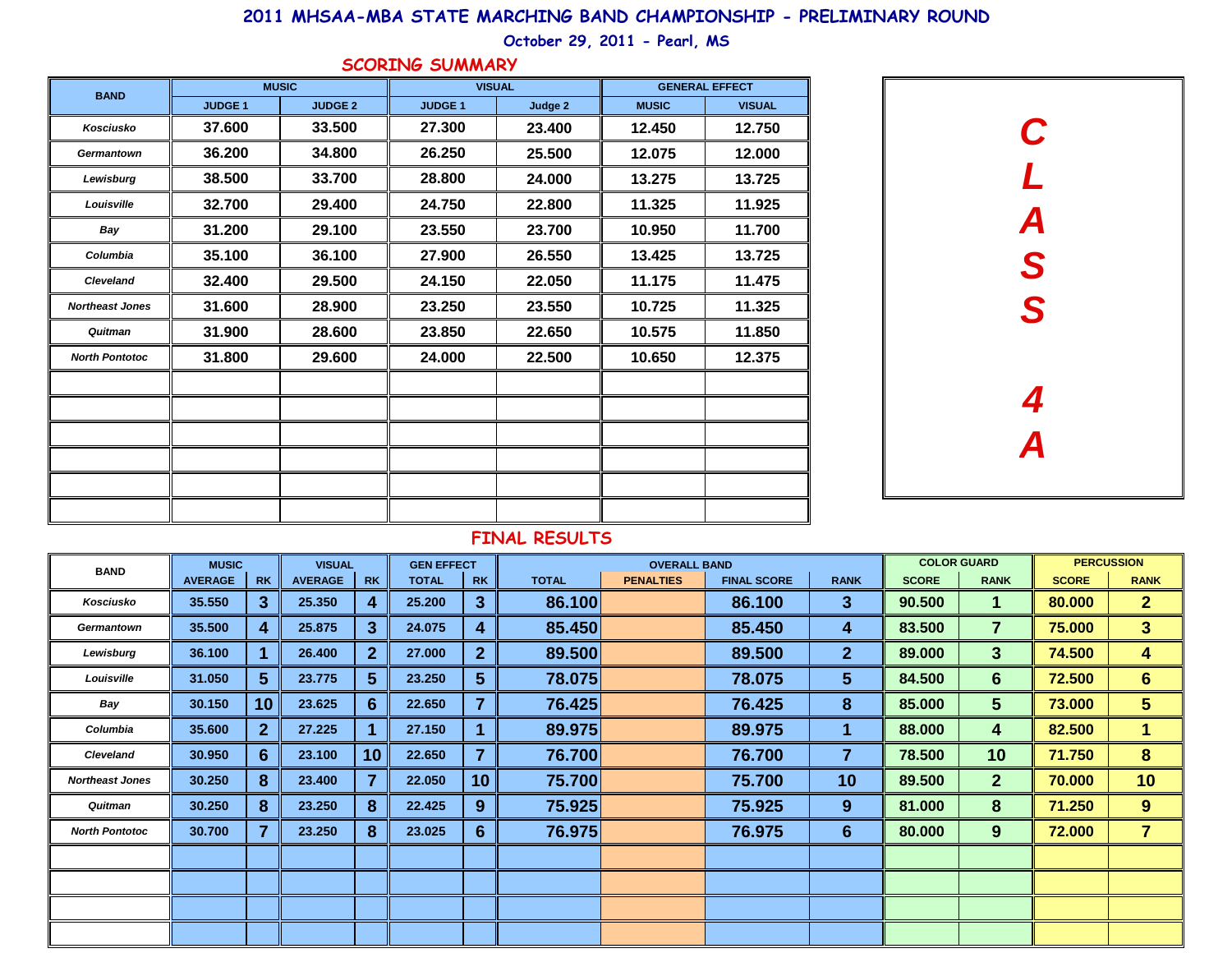# 2011 MHSAA-MBA STATE MARCHING BAND CHAMPIONSHIP - PRELIMINARY ROUND

October 29, 2011 - Pearl, MS

## SCORING SUMMARY

**CLASS 4A**

| BAND | MUSIC | | VISUAL | | GENERAL EFFECT | |
|---|---|---|---|---|---|---|
| | JUDGE 1 | JUDGE 2 | JUDGE 1 | Judge 2 | MUSIC | VISUAL |
| Kosciusko | 37.600 | 33.500 | 27.300 | 23.400 | 12.450 | 12.750 |
| Germantown | 36.200 | 34.800 | 26.250 | 25.500 | 12.075 | 12.000 |
| Lewisburg | 38.500 | 33.700 | 28.800 | 24.000 | 13.275 | 13.725 |
| Louisville | 32.700 | 29.400 | 24.750 | 22.800 | 11.325 | 11.925 |
| Bay | 31.200 | 29.100 | 23.550 | 23.700 | 10.950 | 11.700 |
| Columbia | 35.100 | 36.100 | 27.900 | 26.550 | 13.425 | 13.725 |
| Cleveland | 32.400 | 29.500 | 24.150 | 22.050 | 11.175 | 11.475 |
| Northeast Jones | 31.600 | 28.900 | 23.250 | 23.550 | 10.725 | 11.325 |
| Quitman | 31.900 | 28.600 | 23.850 | 22.650 | 10.575 | 11.850 |
| North Pontotoc | 31.800 | 29.600 | 24.000 | 22.500 | 10.650 | 12.375 |

## FINAL RESULTS

| BAND | MUSIC | | VISUAL | | GEN EFFECT | | OVERALL BAND | | | | COLOR GUARD | | PERCUSSION | |
|---|---|---|---|---|---|---|---|---|---|---|---|---|---|---|
| | AVERAGE | RK | AVERAGE | RK | TOTAL | RK | TOTAL | PENALTIES | FINAL SCORE | RANK | SCORE | RANK | SCORE | RANK |
| Kosciusko | 35.550 | 3 | 25.350 | 4 | 25.200 | 3 | 86.100 | | 86.100 | 3 | 90.500 | 1 | 80.000 | 2 |
| Germantown | 35.500 | 4 | 25.875 | 3 | 24.075 | 4 | 85.450 | | 85.450 | 4 | 83.500 | 7 | 75.000 | 3 |
| Lewisburg | 36.100 | 1 | 26.400 | 2 | 27.000 | 2 | 89.500 | | 89.500 | 2 | 89.000 | 3 | 74.500 | 4 |
| Louisville | 31.050 | 5 | 23.775 | 5 | 23.250 | 5 | 78.075 | | 78.075 | 5 | 84.500 | 6 | 72.500 | 6 |
| Bay | 30.150 | 10 | 23.625 | 6 | 22.650 | 7 | 76.425 | | 76.425 | 8 | 85.000 | 5 | 73.000 | 5 |
| Columbia | 35.600 | 2 | 27.225 | 1 | 27.150 | 1 | 89.975 | | 89.975 | 1 | 88.000 | 4 | 82.500 | 1 |
| Cleveland | 30.950 | 6 | 23.100 | 10 | 22.650 | 7 | 76.700 | | 76.700 | 7 | 78.500 | 10 | 71.750 | 8 |
| Northeast Jones | 30.250 | 8 | 23.400 | 7 | 22.050 | 10 | 75.700 | | 75.700 | 10 | 89.500 | 2 | 70.000 | 10 |
| Quitman | 30.250 | 8 | 23.250 | 8 | 22.425 | 9 | 75.925 | | 75.925 | 9 | 81.000 | 8 | 71.250 | 9 |
| North Pontotoc | 30.700 | 7 | 23.250 | 8 | 23.025 | 6 | 76.975 | | 76.975 | 6 | 80.000 | 9 | 72.000 | 7 |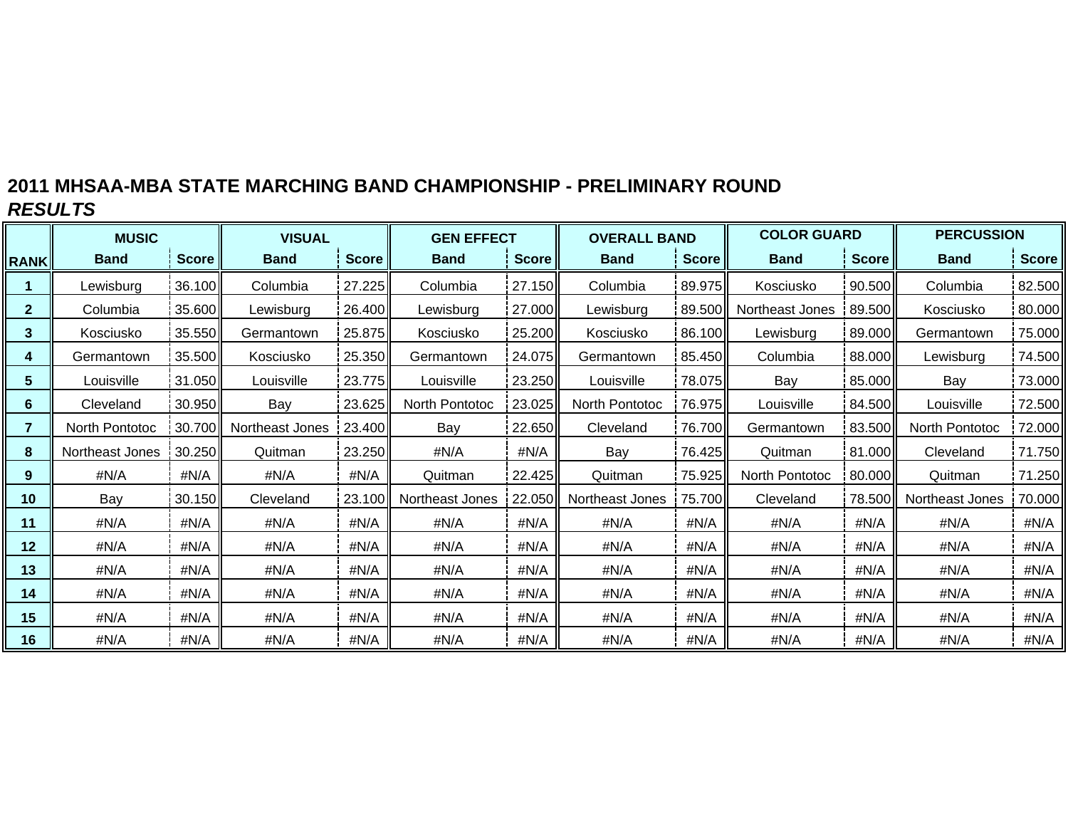**2011 MHSAA-MBA STATE MARCHING BAND CHAMPIONSHIP - PRELIMINARY ROUND**
***RESULTS***

| | MUSIC | | VISUAL | | GEN EFFECT | | OVERALL BAND | | COLOR GUARD | | PERCUSSION | |
|---|---|---|---|---|---|---|---|---|---|---|---|---|
| **RANK** | **Band** | **Score** | **Band** | **Score** | **Band** | **Score** | **Band** | **Score** | **Band** | **Score** | **Band** | **Score** |
| **1** | Lewisburg | 36.100 | Columbia | 27.225 | Columbia | 27.150 | Columbia | 89.975 | Kosciusko | 90.500 | Columbia | 82.500 |
| **2** | Columbia | 35.600 | Lewisburg | 26.400 | Lewisburg | 27.000 | Lewisburg | 89.500 | Northeast Jones | 89.500 | Kosciusko | 80.000 |
| **3** | Kosciusko | 35.550 | Germantown | 25.875 | Kosciusko | 25.200 | Kosciusko | 86.100 | Lewisburg | 89.000 | Germantown | 75.000 |
| **4** | Germantown | 35.500 | Kosciusko | 25.350 | Germantown | 24.075 | Germantown | 85.450 | Columbia | 88.000 | Lewisburg | 74.500 |
| **5** | Louisville | 31.050 | Louisville | 23.775 | Louisville | 23.250 | Louisville | 78.075 | Bay | 85.000 | Bay | 73.000 |
| **6** | Cleveland | 30.950 | Bay | 23.625 | North Pontotoc | 23.025 | North Pontotoc | 76.975 | Louisville | 84.500 | Louisville | 72.500 |
| **7** | North Pontotoc | 30.700 | Northeast Jones | 23.400 | Bay | 22.650 | Cleveland | 76.700 | Germantown | 83.500 | North Pontotoc | 72.000 |
| **8** | Northeast Jones | 30.250 | Quitman | 23.250 | #N/A | #N/A | Bay | 76.425 | Quitman | 81.000 | Cleveland | 71.750 |
| **9** | #N/A | #N/A | #N/A | #N/A | Quitman | 22.425 | Quitman | 75.925 | North Pontotoc | 80.000 | Quitman | 71.250 |
| **10** | Bay | 30.150 | Cleveland | 23.100 | Northeast Jones | 22.050 | Northeast Jones | 75.700 | Cleveland | 78.500 | Northeast Jones | 70.000 |
| **11** | #N/A | #N/A | #N/A | #N/A | #N/A | #N/A | #N/A | #N/A | #N/A | #N/A | #N/A | #N/A |
| **12** | #N/A | #N/A | #N/A | #N/A | #N/A | #N/A | #N/A | #N/A | #N/A | #N/A | #N/A | #N/A |
| **13** | #N/A | #N/A | #N/A | #N/A | #N/A | #N/A | #N/A | #N/A | #N/A | #N/A | #N/A | #N/A |
| **14** | #N/A | #N/A | #N/A | #N/A | #N/A | #N/A | #N/A | #N/A | #N/A | #N/A | #N/A | #N/A |
| **15** | #N/A | #N/A | #N/A | #N/A | #N/A | #N/A | #N/A | #N/A | #N/A | #N/A | #N/A | #N/A |
| **16** | #N/A | #N/A | #N/A | #N/A | #N/A | #N/A | #N/A | #N/A | #N/A | #N/A | #N/A | #N/A |